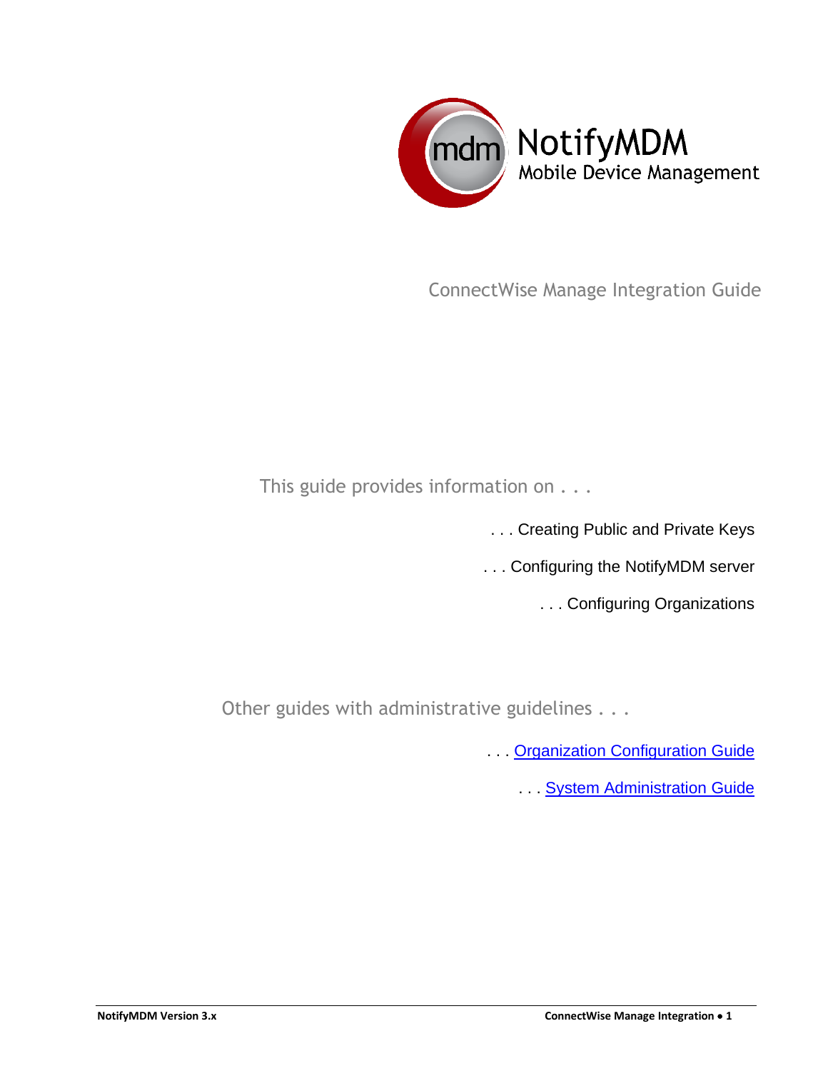# NotifyMDM

Mobile Device Management

## ConnectWise Manage Integration Guide

This guide provides information on . . .

. . . Creating Public and Private Keys

. . . Configuring the NotifyMDM server

. . . Configuring Organizations

Other guides with administrative guidelines . . .

. . . Organization Configuration Guide

. . . System Administration Guide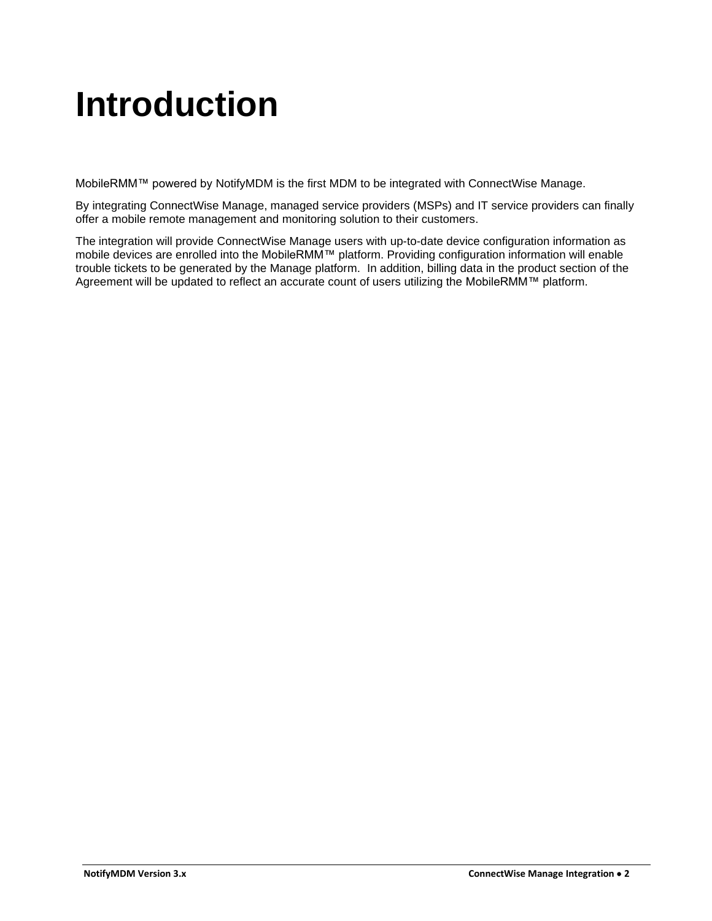# Introduction

MobileRMM™ powered by NotifyMDM is the first MDM to be integrated with ConnectWise Manage.

By integrating ConnectWise Manage, managed service providers (MSPs) and IT service providers can finally offer a mobile remote management and monitoring solution to their customers.

The integration will provide ConnectWise Manage users with up-to-date device configuration information as mobile devices are enrolled into the MobileRMM™ platform. Providing configuration information will enable trouble tickets to be generated by the Manage platform. In addition, billing data in the product section of the Agreement will be updated to reflect an accurate count of users utilizing the MobileRMM™ platform.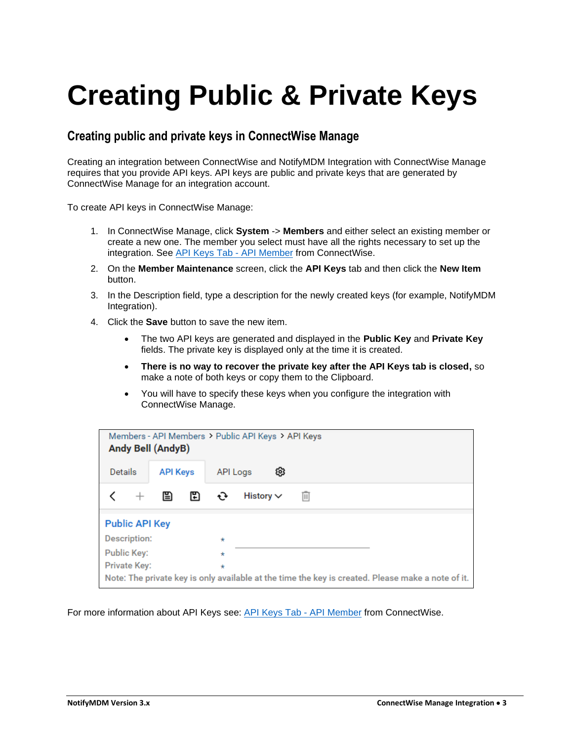# Creating Public & Private Keys

## Creating public and private keys in ConnectWise Manage

Creating an integration between ConnectWise and NotifyMDM Integration with ConnectWise Manage requires that you provide API keys. API keys are public and private keys that are generated by ConnectWise Manage for an integration account.

To create API keys in ConnectWise Manage:

1. In ConnectWise Manage, click **System** -> **Members** and either select an existing member or create a new one. The member you select must have all the rights necessary to set up the integration. See API Keys Tab - API Member from ConnectWise.
2. On the **Member Maintenance** screen, click the **API Keys** tab and then click the **New Item** button.
3. In the Description field, type a description for the newly created keys (for example, NotifyMDM Integration).
4. Click the **Save** button to save the new item.
   - The two API keys are generated and displayed in the **Public Key** and **Private Key** fields. The private key is displayed only at the time it is created.
   - **There is no way to recover the private key after the API Keys tab is closed,** so make a note of both keys or copy them to the Clipboard.
   - You will have to specify these keys when you configure the integration with ConnectWise Manage.

Members - API Members > Public API Keys > API Keys
**Andy Bell (AndyB)**

Details | API Keys | API Logs

History

**Public API Key**

Description: *

Public Key: *

Private Key: *

Note: The private key is only available at the time the key is created. Please make a note of it.

For more information about API Keys see: API Keys Tab - API Member from ConnectWise.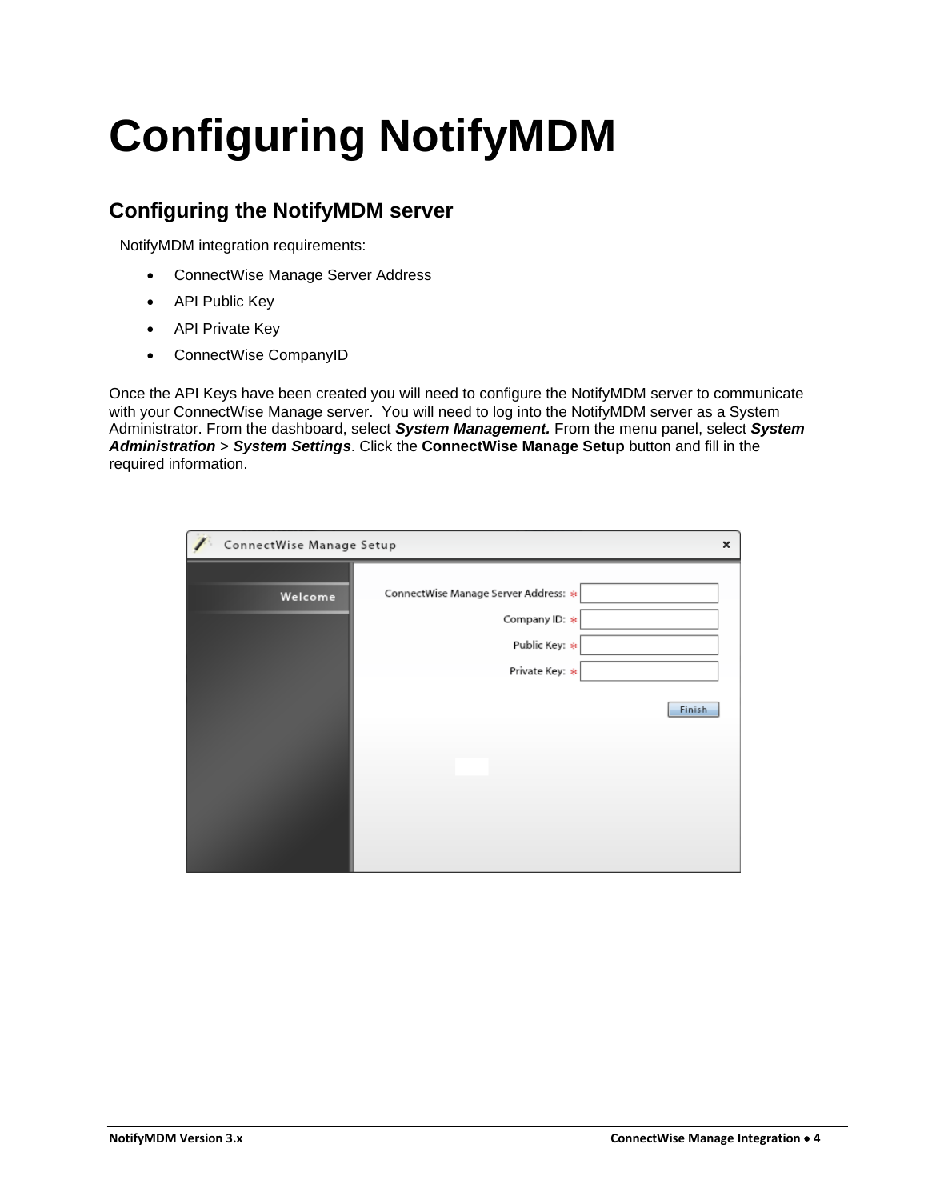# Configuring NotifyMDM

## Configuring the NotifyMDM server

NotifyMDM integration requirements:

- ConnectWise Manage Server Address
- API Public Key
- API Private Key
- ConnectWise CompanyID

Once the API Keys have been created you will need to configure the NotifyMDM server to communicate with your ConnectWise Manage server. You will need to log into the NotifyMDM server as a System Administrator. From the dashboard, select ***System Management.*** From the menu panel, select ***System Administration*** > ***System Settings***. Click the **ConnectWise Manage Setup** button and fill in the required information.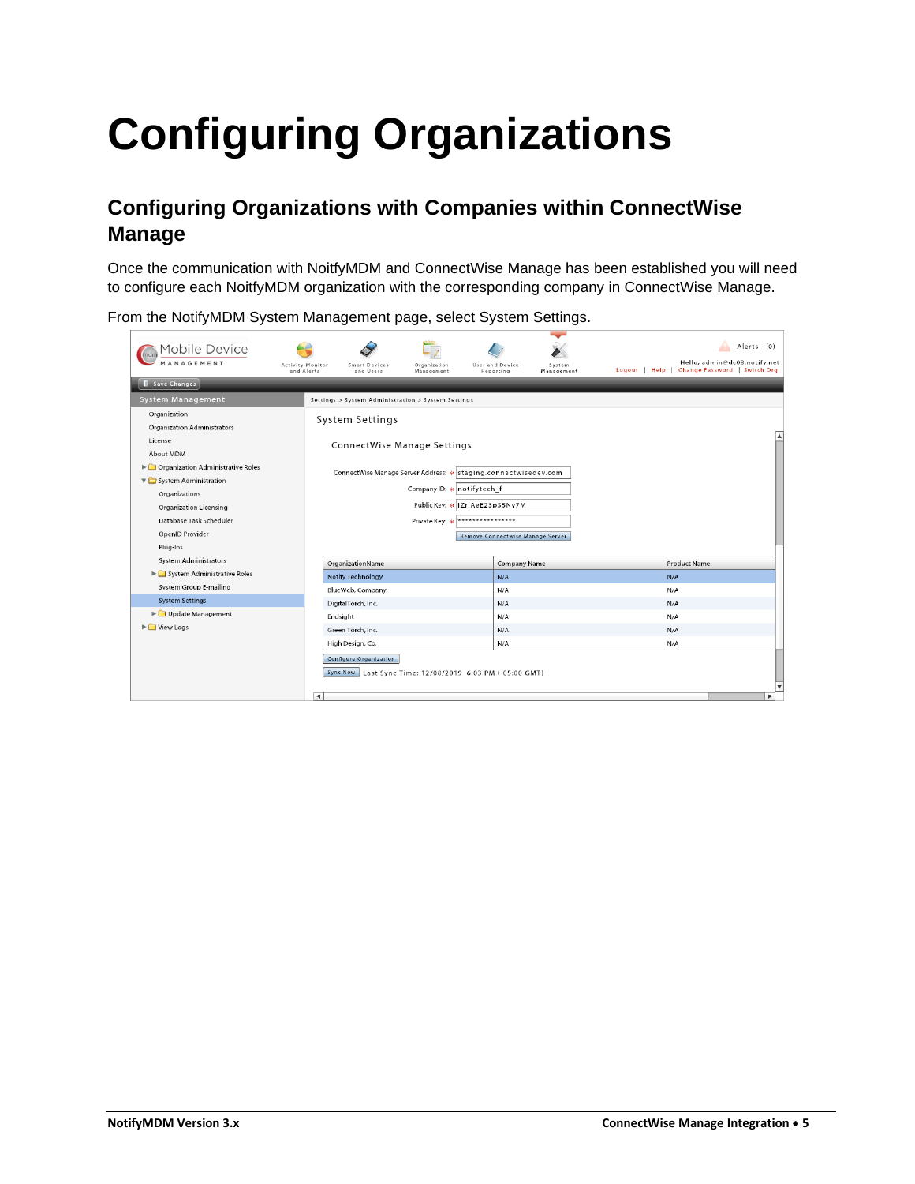# Configuring Organizations

## Configuring Organizations with Companies within ConnectWise Manage

Once the communication with NoitfyMDM and ConnectWise Manage has been established you will need to configure each NoitfyMDM organization with the corresponding company in ConnectWise Manage.

From the NotifyMDM System Management page, select System Settings.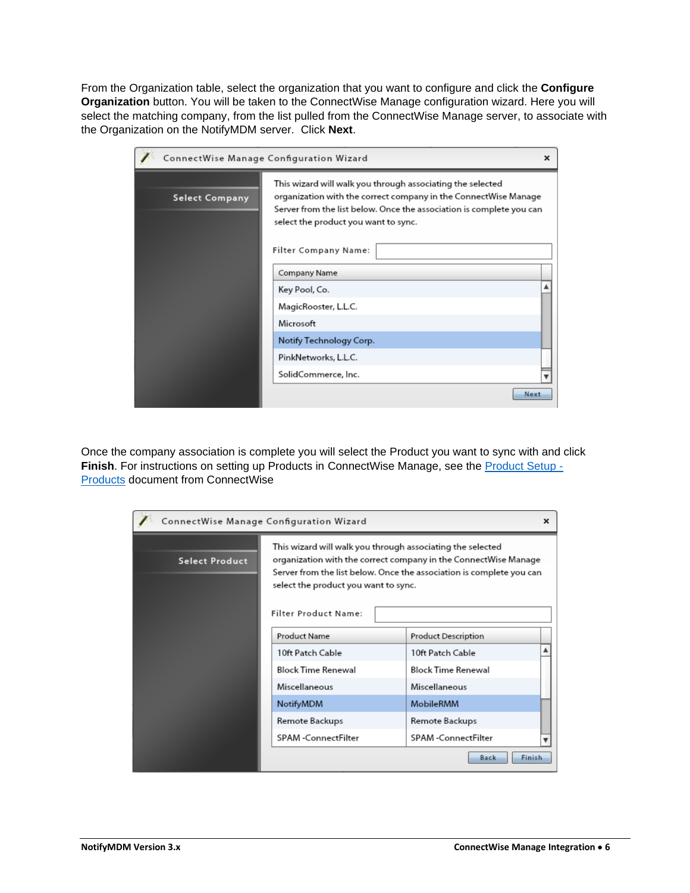From the Organization table, select the organization that you want to configure and click the **Configure Organization** button. You will be taken to the ConnectWise Manage configuration wizard. Here you will select the matching company, from the list pulled from the ConnectWise Manage server, to associate with the Organization on the NotifyMDM server. Click **Next**.

ConnectWise Manage Configuration Wizard

Select Company

This wizard will walk you through associating the selected organization with the correct company in the ConnectWise Manage Server from the list below. Once the association is complete you can select the product you want to sync.

Filter Company Name:

| Company Name |
| --- |
| Key Pool, Co. |
| MagicRooster, L.L.C. |
| Microsoft |
| Notify Technology Corp. |
| PinkNetworks, L.L.C. |
| SolidCommerce, Inc. |

Next

Once the company association is complete you will select the Product you want to sync with and click **Finish**. For instructions on setting up Products in ConnectWise Manage, see the [Product Setup - Products]() document from ConnectWise

ConnectWise Manage Configuration Wizard

Select Product

This wizard will walk you through associating the selected organization with the correct company in the ConnectWise Manage Server from the list below. Once the association is complete you can select the product you want to sync.

Filter Product Name:

| Product Name | Product Description |
| --- | --- |
| 10ft Patch Cable | 10ft Patch Cable |
| Block Time Renewal | Block Time Renewal |
| Miscellaneous | Miscellaneous |
| NotifyMDM | MobileRMM |
| Remote Backups | Remote Backups |
| SPAM -ConnectFilter | SPAM -ConnectFilter |

Back Finish